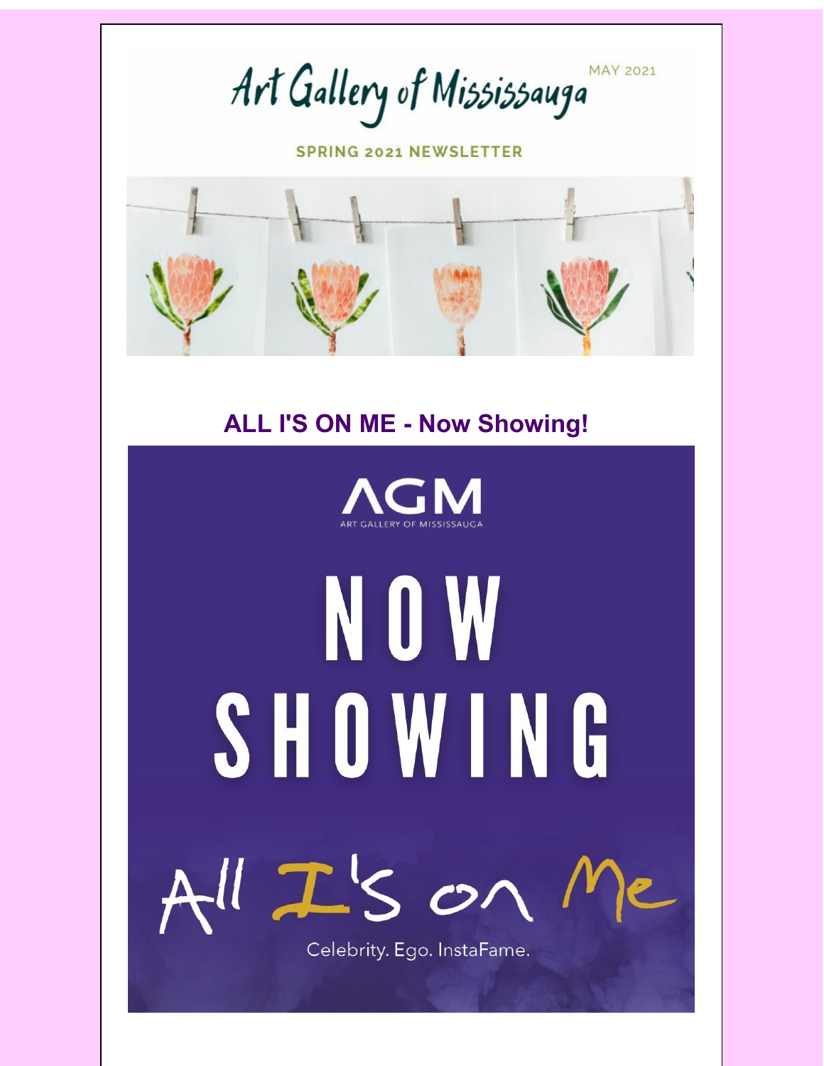# Art Gallery of Mississauga

MAY 2021

SPRING 2021 NEWSLETTER

## ALL I'S ON ME - Now Showing!

AGM
ART GALLERY OF MISSISSAUGA

NOW SHOWING

All I's on Me

Celebrity. Ego. InstaFame.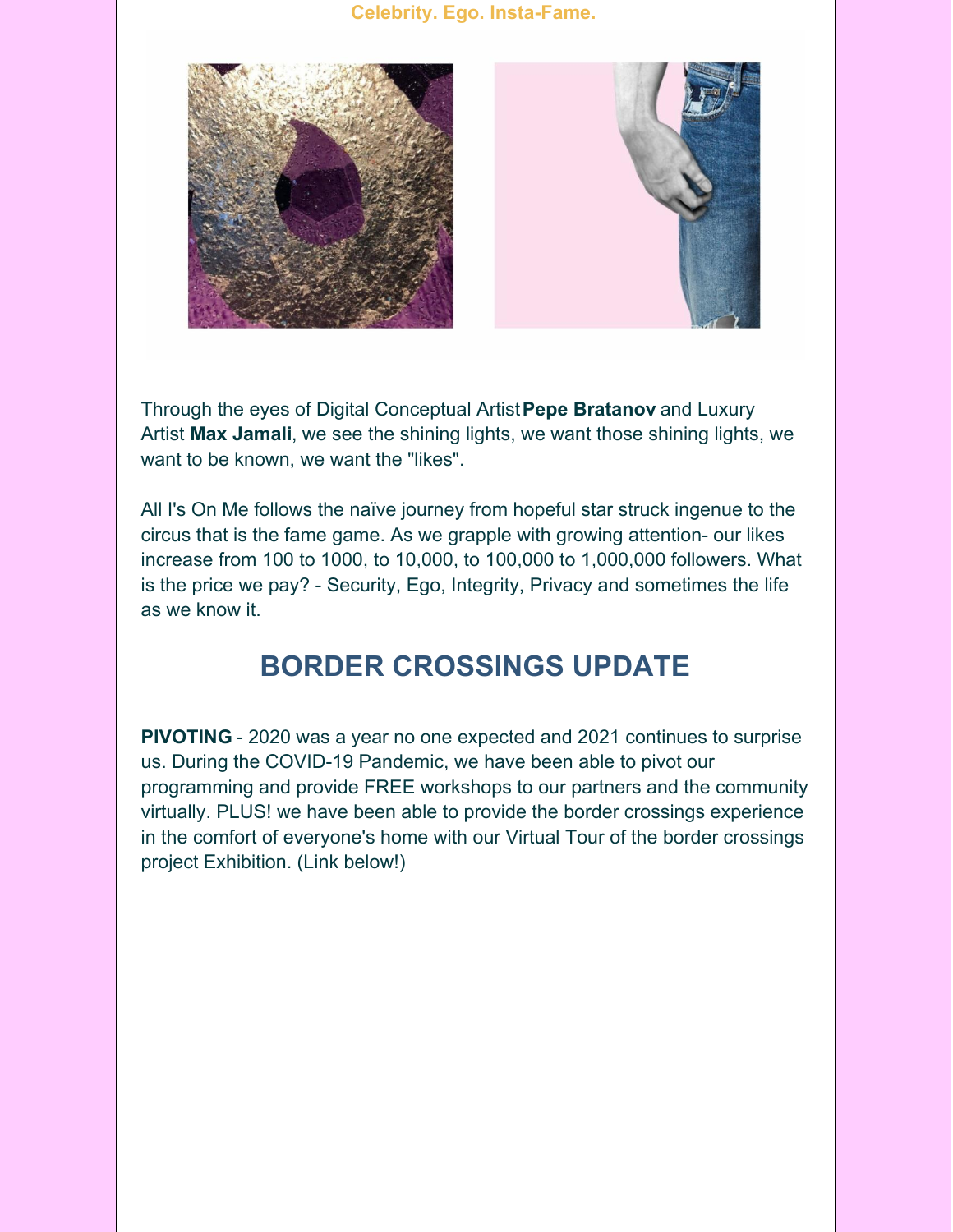**Celebrity. Ego. Insta-Fame.**

Through the eyes of Digital Conceptual Artist **Pepe Bratanov** and Luxury Artist **Max Jamali**, we see the shining lights, we want those shining lights, we want to be known, we want the "likes".

All I's On Me follows the naïve journey from hopeful star struck ingenue to the circus that is the fame game. As we grapple with growing attention- our likes increase from 100 to 1000, to 10,000, to 100,000 to 1,000,000 followers. What is the price we pay? - Security, Ego, Integrity, Privacy and sometimes the life as we know it.

## BORDER CROSSINGS UPDATE

**PIVOTING** - 2020 was a year no one expected and 2021 continues to surprise us. During the COVID-19 Pandemic, we have been able to pivot our programming and provide FREE workshops to our partners and the community virtually. PLUS! we have been able to provide the border crossings experience in the comfort of everyone's home with our Virtual Tour of the border crossings project Exhibition. (Link below!)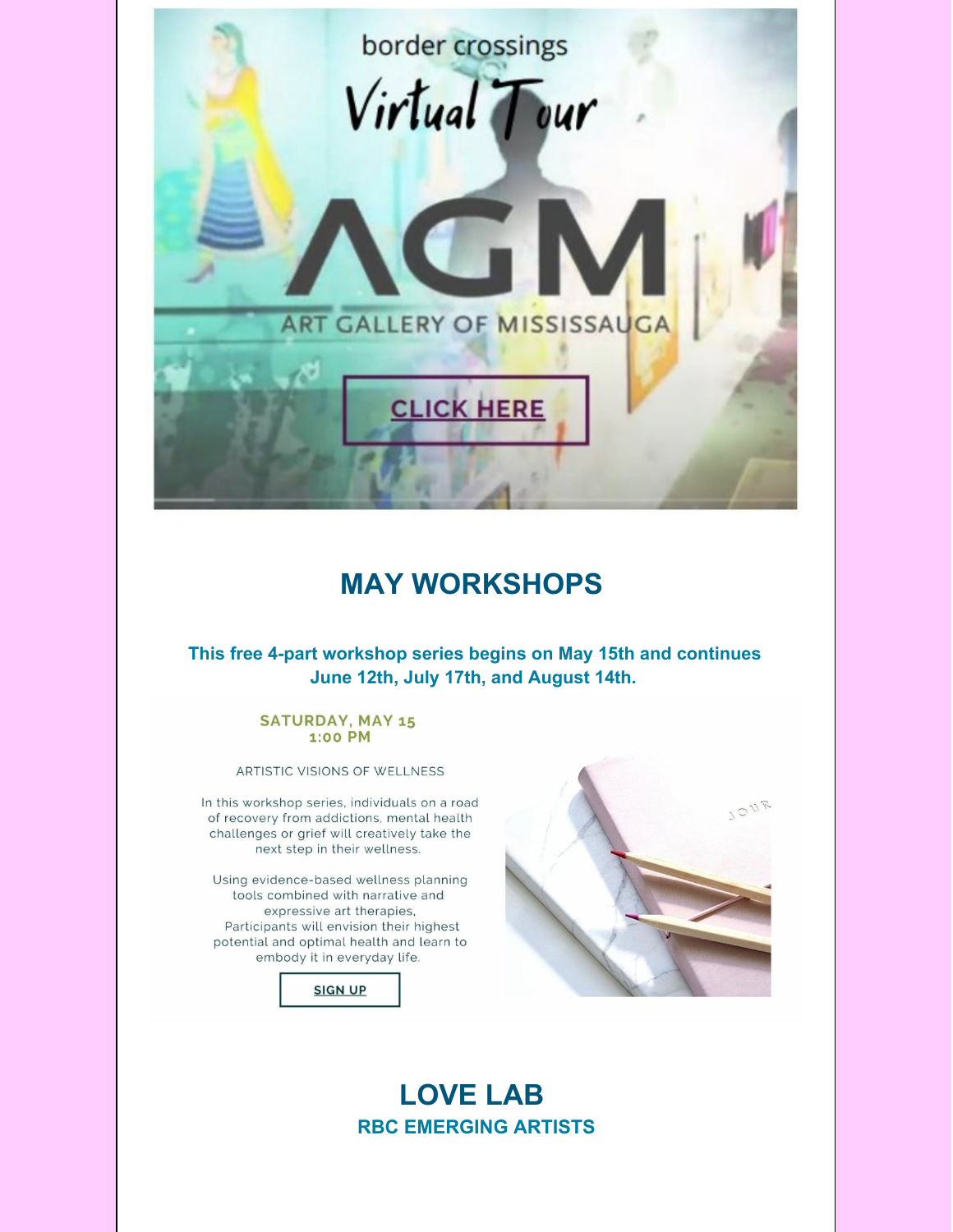border crossings

Virtual Tour

AGM

ART GALLERY OF MISSISSAUGA

CLICK HERE

## MAY WORKSHOPS

**This free 4-part workshop series begins on May 15th and continues June 12th, July 17th, and August 14th.**

**SATURDAY, MAY 15**
**1:00 PM**

ARTISTIC VISIONS OF WELLNESS

In this workshop series, individuals on a road of recovery from addictions, mental health challenges or grief will creatively take the next step in their wellness.

Using evidence-based wellness planning tools combined with narrative and expressive art therapies, Participants will envision their highest potential and optimal health and learn to embody it in everyday life.

**SIGN UP**

## LOVE LAB

### RBC EMERGING ARTISTS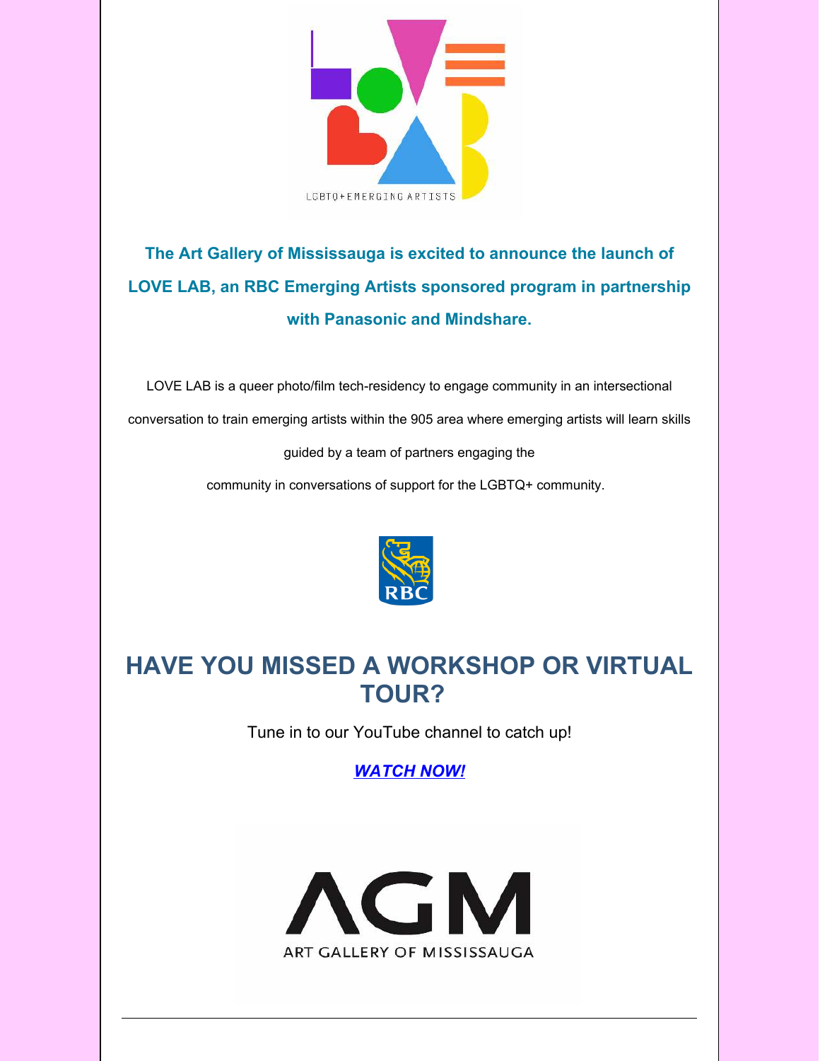**The Art Gallery of Mississauga is excited to announce the launch of LOVE LAB, an RBC Emerging Artists sponsored program in partnership with Panasonic and Mindshare.**

LOVE LAB is a queer photo/film tech-residency to engage community in an intersectional conversation to train emerging artists within the 905 area where emerging artists will learn skills guided by a team of partners engaging the community in conversations of support for the LGBTQ+ community.

## HAVE YOU MISSED A WORKSHOP OR VIRTUAL TOUR?

Tune in to our YouTube channel to catch up!

***WATCH NOW!***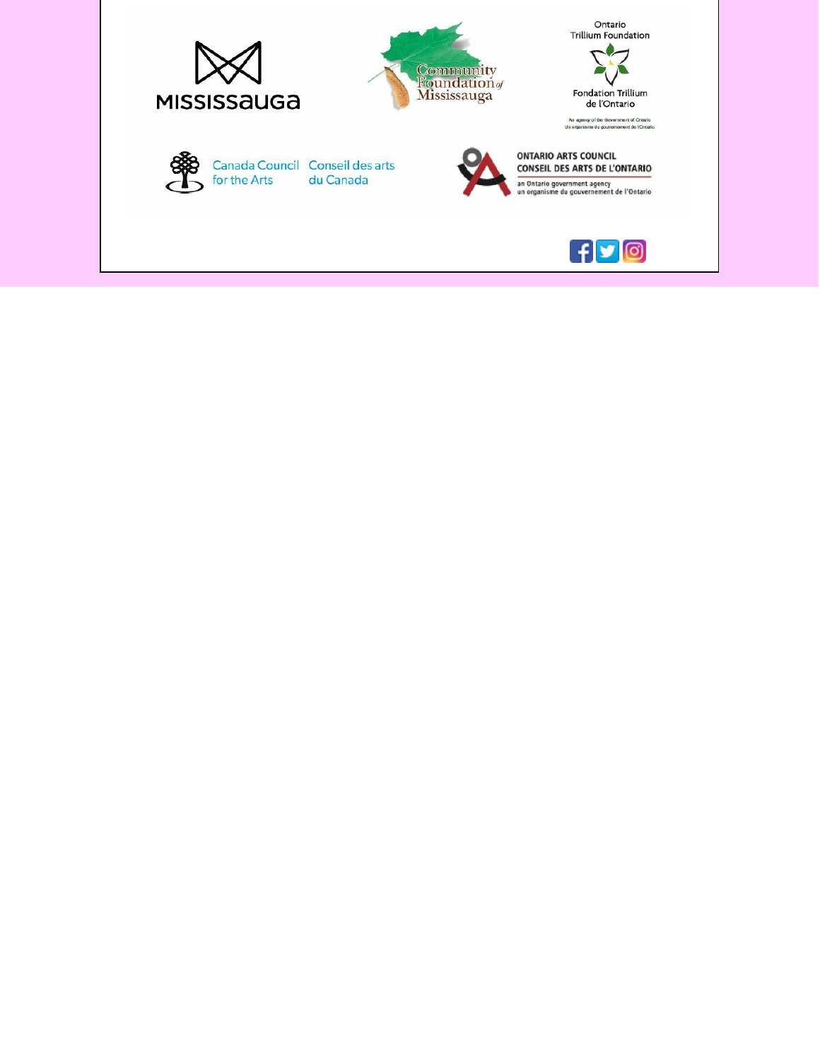MISSISSAUGA

Community Foundation of Mississauga

Ontario Trillium Foundation

Fondation Trillium de l'Ontario

An agency of the Government of Ontario

Un organisme du gouvernement de l'Ontario

Canada Council for the Arts

Conseil des arts du Canada

ONTARIO ARTS COUNCIL

CONSEIL DES ARTS DE L'ONTARIO

an Ontario government agency

un organisme du gouvernement de l'Ontario